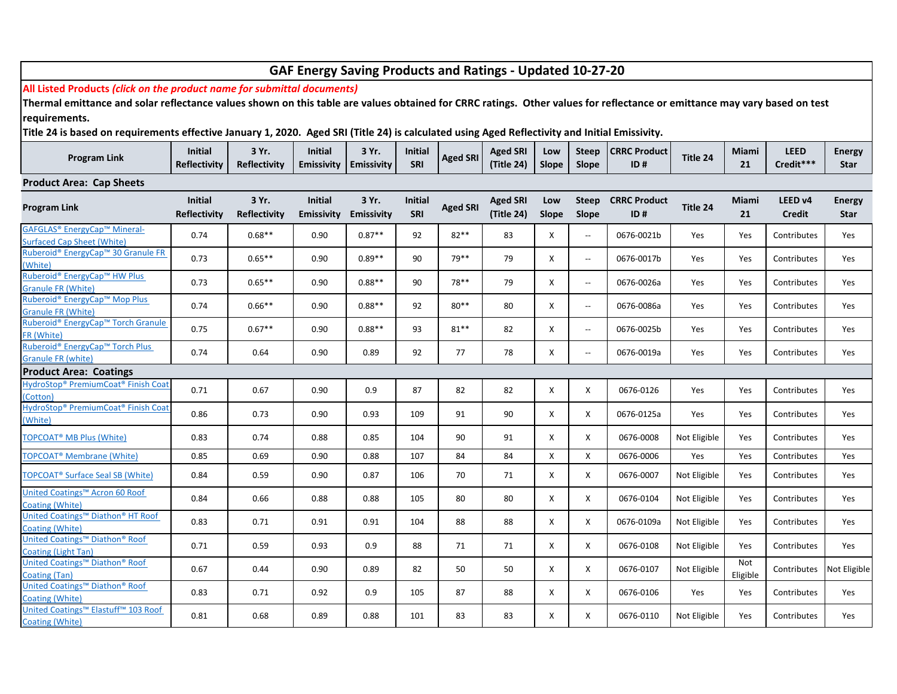# GAF Energy Saving Products and Ratings - Updated 10-27-20

**All Listed Products *(click on the product name for submittal documents)***

**Thermal emittance and solar reflectance values shown on this table are values obtained for CRRC ratings. Other values for reflectance or emittance may vary based on test requirements.**

**Title 24 is based on requirements effective January 1, 2020. Aged SRI (Title 24) is calculated using Aged Reflectivity and Initial Emissivity.**

| Program Link | Initial Reflectivity | 3 Yr. Reflectivity | Initial Emissivity | 3 Yr. Emissivity | Initial SRI | Aged SRI | Aged SRI (Title 24) | Low Slope | Steep Slope | CRRC Product ID # | Title 24 | Miami 21 | LEED Credit*** | Energy Star |
|---|---|---|---|---|---|---|---|---|---|---|---|---|---|---|
| **Product Area: Cap Sheets** | | | | | | | | | | | | | | |
| **Program Link** | **Initial Reflectivity** | **3 Yr. Reflectivity** | **Initial Emissivity** | **3 Yr. Emissivity** | **Initial SRI** | **Aged SRI** | **Aged SRI (Title 24)** | **Low Slope** | **Steep Slope** | **CRRC Product ID #** | **Title 24** | **Miami 21** | **LEED v4 Credit** | **Energy Star** |
| GAFGLAS® EnergyCap™ Mineral-Surfaced Cap Sheet (White) | 0.74 | 0.68** | 0.90 | 0.87** | 92 | 82** | 83 | X | -- | 0676-0021b | Yes | Yes | Contributes | Yes |
| Ruberoid® EnergyCap™ 30 Granule FR (White) | 0.73 | 0.65** | 0.90 | 0.89** | 90 | 79** | 79 | X | -- | 0676-0017b | Yes | Yes | Contributes | Yes |
| Ruberoid® EnergyCap™ HW Plus Granule FR (White) | 0.73 | 0.65** | 0.90 | 0.88** | 90 | 78** | 79 | X | -- | 0676-0026a | Yes | Yes | Contributes | Yes |
| Ruberoid® EnergyCap™ Mop Plus Granule FR (White) | 0.74 | 0.66** | 0.90 | 0.88** | 92 | 80** | 80 | X | -- | 0676-0086a | Yes | Yes | Contributes | Yes |
| Ruberoid® EnergyCap™ Torch Granule FR (White) | 0.75 | 0.67** | 0.90 | 0.88** | 93 | 81** | 82 | X | -- | 0676-0025b | Yes | Yes | Contributes | Yes |
| Ruberoid® EnergyCap™ Torch Plus Granule FR (white) | 0.74 | 0.64 | 0.90 | 0.89 | 92 | 77 | 78 | X | -- | 0676-0019a | Yes | Yes | Contributes | Yes |
| **Product Area: Coatings** | | | | | | | | | | | | | | |
| HydroStop® PremiumCoat® Finish Coat (Cotton) | 0.71 | 0.67 | 0.90 | 0.9 | 87 | 82 | 82 | X | X | 0676-0126 | Yes | Yes | Contributes | Yes |
| HydroStop® PremiumCoat® Finish Coat (White) | 0.86 | 0.73 | 0.90 | 0.93 | 109 | 91 | 90 | X | X | 0676-0125a | Yes | Yes | Contributes | Yes |
| TOPCOAT® MB Plus (White) | 0.83 | 0.74 | 0.88 | 0.85 | 104 | 90 | 91 | X | X | 0676-0008 | Not Eligible | Yes | Contributes | Yes |
| TOPCOAT® Membrane (White) | 0.85 | 0.69 | 0.90 | 0.88 | 107 | 84 | 84 | X | X | 0676-0006 | Yes | Yes | Contributes | Yes |
| TOPCOAT® Surface Seal SB (White) | 0.84 | 0.59 | 0.90 | 0.87 | 106 | 70 | 71 | X | X | 0676-0007 | Not Eligible | Yes | Contributes | Yes |
| United Coatings™ Acron 60 Roof Coating (White) | 0.84 | 0.66 | 0.88 | 0.88 | 105 | 80 | 80 | X | X | 0676-0104 | Not Eligible | Yes | Contributes | Yes |
| United Coatings™ Diathon® HT Roof Coating (White) | 0.83 | 0.71 | 0.91 | 0.91 | 104 | 88 | 88 | X | X | 0676-0109a | Not Eligible | Yes | Contributes | Yes |
| United Coatings™ Diathon® Roof Coating (Light Tan) | 0.71 | 0.59 | 0.93 | 0.9 | 88 | 71 | 71 | X | X | 0676-0108 | Not Eligible | Yes | Contributes | Yes |
| United Coatings™ Diathon® Roof Coating (Tan) | 0.67 | 0.44 | 0.90 | 0.89 | 82 | 50 | 50 | X | X | 0676-0107 | Not Eligible | Not Eligible | Contributes | Not Eligible |
| United Coatings™ Diathon® Roof Coating (White) | 0.83 | 0.71 | 0.92 | 0.9 | 105 | 87 | 88 | X | X | 0676-0106 | Yes | Yes | Contributes | Yes |
| United Coatings™ Elastuff™ 103 Roof Coating (White) | 0.81 | 0.68 | 0.89 | 0.88 | 101 | 83 | 83 | X | X | 0676-0110 | Not Eligible | Yes | Contributes | Yes |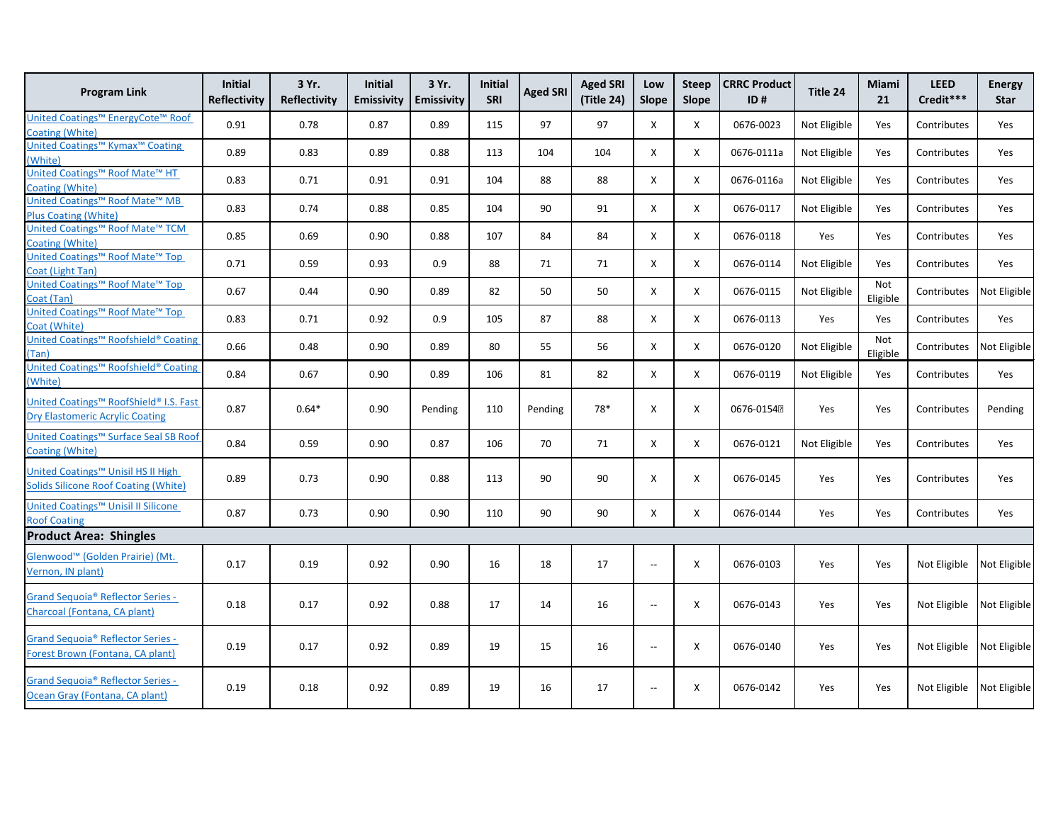| Program Link | Initial Reflectivity | 3 Yr. Reflectivity | Initial Emissivity | 3 Yr. Emissivity | Initial SRI | Aged SRI | Aged SRI (Title 24) | Low Slope | Steep Slope | CRRC Product ID # | Title 24 | Miami 21 | LEED Credit*** | Energy Star |
|---|---|---|---|---|---|---|---|---|---|---|---|---|---|---|
| United Coatings™ EnergyCote™ Roof Coating (White) | 0.91 | 0.78 | 0.87 | 0.89 | 115 | 97 | 97 | X | X | 0676-0023 | Not Eligible | Yes | Contributes | Yes |
| United Coatings™ Kymax™ Coating (White) | 0.89 | 0.83 | 0.89 | 0.88 | 113 | 104 | 104 | X | X | 0676-0111a | Not Eligible | Yes | Contributes | Yes |
| United Coatings™ Roof Mate™ HT Coating (White) | 0.83 | 0.71 | 0.91 | 0.91 | 104 | 88 | 88 | X | X | 0676-0116a | Not Eligible | Yes | Contributes | Yes |
| United Coatings™ Roof Mate™ MB Plus Coating (White) | 0.83 | 0.74 | 0.88 | 0.85 | 104 | 90 | 91 | X | X | 0676-0117 | Not Eligible | Yes | Contributes | Yes |
| United Coatings™ Roof Mate™ TCM Coating (White) | 0.85 | 0.69 | 0.90 | 0.88 | 107 | 84 | 84 | X | X | 0676-0118 | Yes | Yes | Contributes | Yes |
| United Coatings™ Roof Mate™ Top Coat (Light Tan) | 0.71 | 0.59 | 0.93 | 0.9 | 88 | 71 | 71 | X | X | 0676-0114 | Not Eligible | Yes | Contributes | Yes |
| United Coatings™ Roof Mate™ Top Coat (Tan) | 0.67 | 0.44 | 0.90 | 0.89 | 82 | 50 | 50 | X | X | 0676-0115 | Not Eligible | Not Eligible | Contributes | Not Eligible |
| United Coatings™ Roof Mate™ Top Coat (White) | 0.83 | 0.71 | 0.92 | 0.9 | 105 | 87 | 88 | X | X | 0676-0113 | Yes | Yes | Contributes | Yes |
| United Coatings™ Roofshield® Coating (Tan) | 0.66 | 0.48 | 0.90 | 0.89 | 80 | 55 | 56 | X | X | 0676-0120 | Not Eligible | Not Eligible | Contributes | Not Eligible |
| United Coatings™ Roofshield® Coating (White) | 0.84 | 0.67 | 0.90 | 0.89 | 106 | 81 | 82 | X | X | 0676-0119 | Not Eligible | Yes | Contributes | Yes |
| United Coatings™ RoofShield® I.S. Fast Dry Elastomeric Acrylic Coating | 0.87 | 0.64* | 0.90 | Pending | 110 | Pending | 78* | X | X | 0676-0154 | Yes | Yes | Contributes | Pending |
| United Coatings™ Surface Seal SB Roof Coating (White) | 0.84 | 0.59 | 0.90 | 0.87 | 106 | 70 | 71 | X | X | 0676-0121 | Not Eligible | Yes | Contributes | Yes |
| United Coatings™ Unisil HS II High Solids Silicone Roof Coating (White) | 0.89 | 0.73 | 0.90 | 0.88 | 113 | 90 | 90 | X | X | 0676-0145 | Yes | Yes | Contributes | Yes |
| United Coatings™ Unisil II Silicone Roof Coating | 0.87 | 0.73 | 0.90 | 0.90 | 110 | 90 | 90 | X | X | 0676-0144 | Yes | Yes | Contributes | Yes |
| **Product Area: Shingles** | | | | | | | | | | | | | | |
| Glenwood™ (Golden Prairie) (Mt. Vernon, IN plant) | 0.17 | 0.19 | 0.92 | 0.90 | 16 | 18 | 17 | -- | X | 0676-0103 | Yes | Yes | Not Eligible | Not Eligible |
| Grand Sequoia® Reflector Series - Charcoal (Fontana, CA plant) | 0.18 | 0.17 | 0.92 | 0.88 | 17 | 14 | 16 | -- | X | 0676-0143 | Yes | Yes | Not Eligible | Not Eligible |
| Grand Sequoia® Reflector Series - Forest Brown (Fontana, CA plant) | 0.19 | 0.17 | 0.92 | 0.89 | 19 | 15 | 16 | -- | X | 0676-0140 | Yes | Yes | Not Eligible | Not Eligible |
| Grand Sequoia® Reflector Series - Ocean Gray (Fontana, CA plant) | 0.19 | 0.18 | 0.92 | 0.89 | 19 | 16 | 17 | -- | X | 0676-0142 | Yes | Yes | Not Eligible | Not Eligible |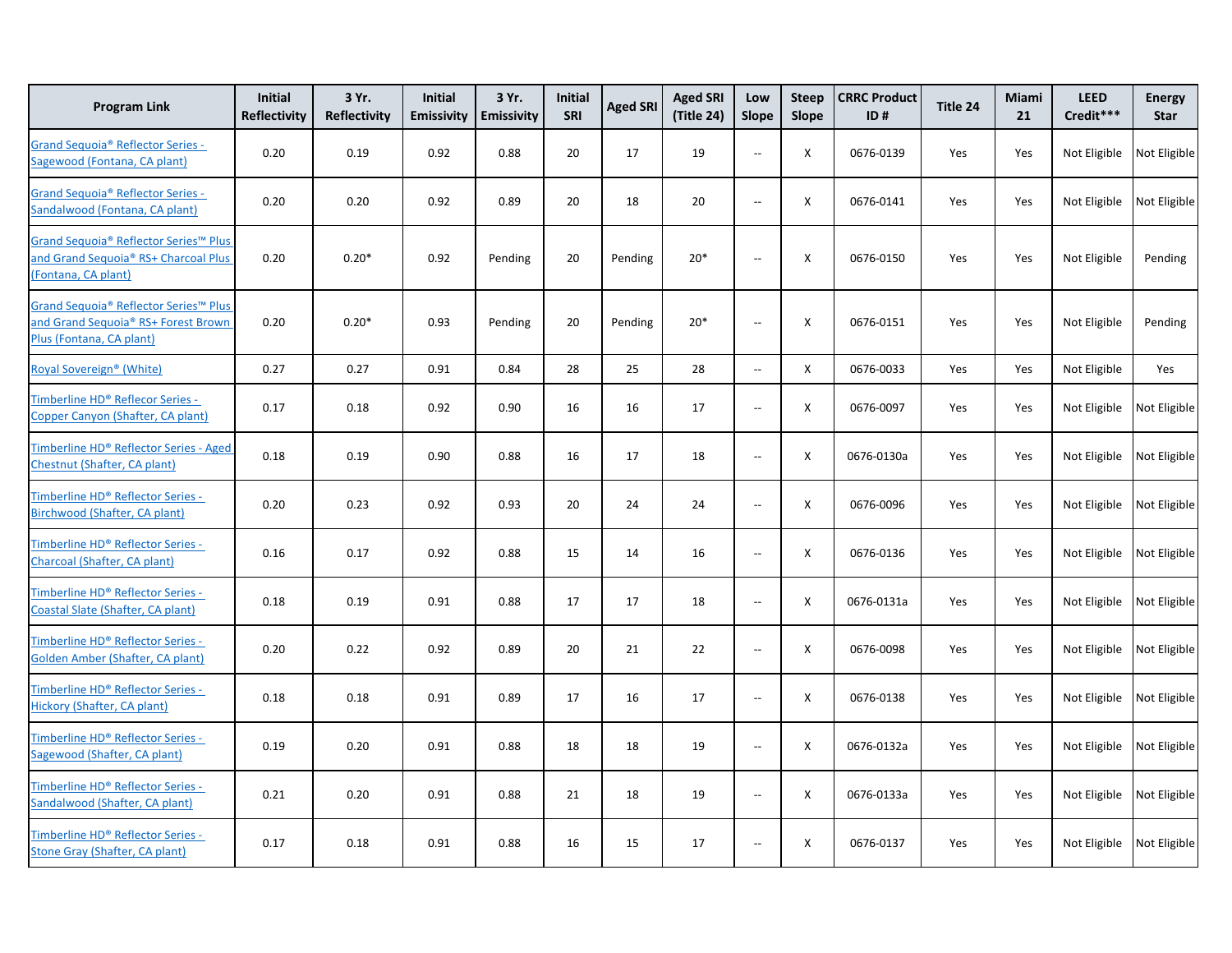| Program Link | Initial Reflectivity | 3 Yr. Reflectivity | Initial Emissivity | 3 Yr. Emissivity | Initial SRI | Aged SRI | Aged SRI (Title 24) | Low Slope | Steep Slope | CRRC Product ID # | Title 24 | Miami 21 | LEED Credit*** | Energy Star |
|---|---|---|---|---|---|---|---|---|---|---|---|---|---|---|
| Grand Sequoia® Reflector Series - Sagewood (Fontana, CA plant) | 0.20 | 0.19 | 0.92 | 0.88 | 20 | 17 | 19 | -- | X | 0676-0139 | Yes | Yes | Not Eligible | Not Eligible |
| Grand Sequoia® Reflector Series - Sandalwood (Fontana, CA plant) | 0.20 | 0.20 | 0.92 | 0.89 | 20 | 18 | 20 | -- | X | 0676-0141 | Yes | Yes | Not Eligible | Not Eligible |
| Grand Sequoia® Reflector Series™ Plus and Grand Sequoia® RS+ Charcoal Plus (Fontana, CA plant) | 0.20 | 0.20* | 0.92 | Pending | 20 | Pending | 20* | -- | X | 0676-0150 | Yes | Yes | Not Eligible | Pending |
| Grand Sequoia® Reflector Series™ Plus and Grand Sequoia® RS+ Forest Brown Plus (Fontana, CA plant) | 0.20 | 0.20* | 0.93 | Pending | 20 | Pending | 20* | -- | X | 0676-0151 | Yes | Yes | Not Eligible | Pending |
| Royal Sovereign® (White) | 0.27 | 0.27 | 0.91 | 0.84 | 28 | 25 | 28 | -- | X | 0676-0033 | Yes | Yes | Not Eligible | Yes |
| Timberline HD® Reflecor Series - Copper Canyon (Shafter, CA plant) | 0.17 | 0.18 | 0.92 | 0.90 | 16 | 16 | 17 | -- | X | 0676-0097 | Yes | Yes | Not Eligible | Not Eligible |
| Timberline HD® Reflector Series - Aged Chestnut (Shafter, CA plant) | 0.18 | 0.19 | 0.90 | 0.88 | 16 | 17 | 18 | -- | X | 0676-0130a | Yes | Yes | Not Eligible | Not Eligible |
| Timberline HD® Reflector Series - Birchwood (Shafter, CA plant) | 0.20 | 0.23 | 0.92 | 0.93 | 20 | 24 | 24 | -- | X | 0676-0096 | Yes | Yes | Not Eligible | Not Eligible |
| Timberline HD® Reflector Series - Charcoal (Shafter, CA plant) | 0.16 | 0.17 | 0.92 | 0.88 | 15 | 14 | 16 | -- | X | 0676-0136 | Yes | Yes | Not Eligible | Not Eligible |
| Timberline HD® Reflector Series - Coastal Slate (Shafter, CA plant) | 0.18 | 0.19 | 0.91 | 0.88 | 17 | 17 | 18 | -- | X | 0676-0131a | Yes | Yes | Not Eligible | Not Eligible |
| Timberline HD® Reflector Series - Golden Amber (Shafter, CA plant) | 0.20 | 0.22 | 0.92 | 0.89 | 20 | 21 | 22 | -- | X | 0676-0098 | Yes | Yes | Not Eligible | Not Eligible |
| Timberline HD® Reflector Series - Hickory (Shafter, CA plant) | 0.18 | 0.18 | 0.91 | 0.89 | 17 | 16 | 17 | -- | X | 0676-0138 | Yes | Yes | Not Eligible | Not Eligible |
| Timberline HD® Reflector Series - Sagewood (Shafter, CA plant) | 0.19 | 0.20 | 0.91 | 0.88 | 18 | 18 | 19 | -- | X | 0676-0132a | Yes | Yes | Not Eligible | Not Eligible |
| Timberline HD® Reflector Series - Sandalwood (Shafter, CA plant) | 0.21 | 0.20 | 0.91 | 0.88 | 21 | 18 | 19 | -- | X | 0676-0133a | Yes | Yes | Not Eligible | Not Eligible |
| Timberline HD® Reflector Series - Stone Gray (Shafter, CA plant) | 0.17 | 0.18 | 0.91 | 0.88 | 16 | 15 | 17 | -- | X | 0676-0137 | Yes | Yes | Not Eligible | Not Eligible |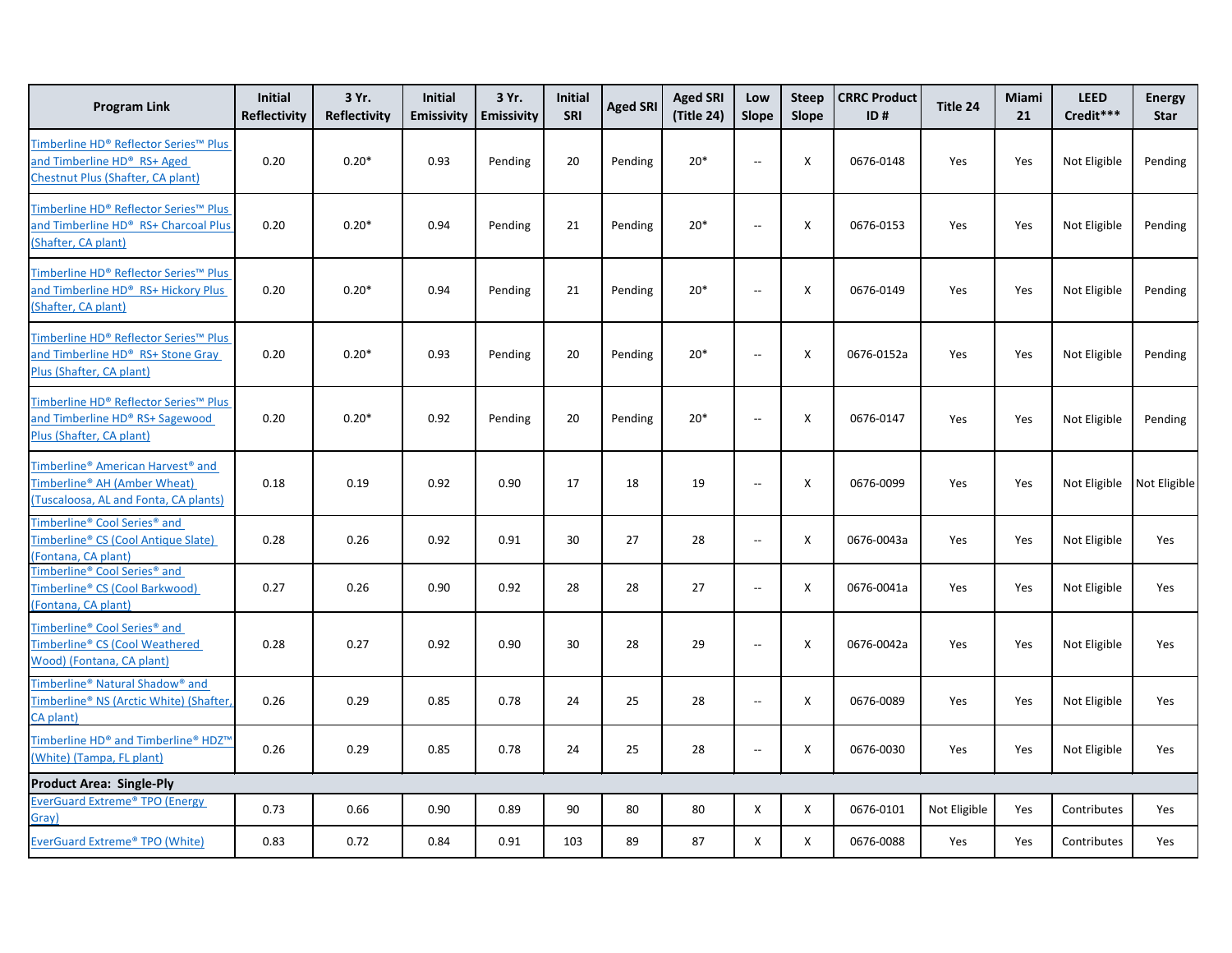| Program Link | Initial Reflectivity | 3 Yr. Reflectivity | Initial Emissivity | 3 Yr. Emissivity | Initial SRI | Aged SRI | Aged SRI (Title 24) | Low Slope | Steep Slope | CRRC Product ID # | Title 24 | Miami 21 | LEED Credit*** | Energy Star |
|---|---|---|---|---|---|---|---|---|---|---|---|---|---|---|
| Timberline HD® Reflector Series™ Plus and Timberline HD® RS+ Aged Chestnut Plus (Shafter, CA plant) | 0.20 | 0.20* | 0.93 | Pending | 20 | Pending | 20* | -- | X | 0676-0148 | Yes | Yes | Not Eligible | Pending |
| Timberline HD® Reflector Series™ Plus and Timberline HD® RS+ Charcoal Plus (Shafter, CA plant) | 0.20 | 0.20* | 0.94 | Pending | 21 | Pending | 20* | -- | X | 0676-0153 | Yes | Yes | Not Eligible | Pending |
| Timberline HD® Reflector Series™ Plus and Timberline HD® RS+ Hickory Plus (Shafter, CA plant) | 0.20 | 0.20* | 0.94 | Pending | 21 | Pending | 20* | -- | X | 0676-0149 | Yes | Yes | Not Eligible | Pending |
| Timberline HD® Reflector Series™ Plus and Timberline HD® RS+ Stone Gray Plus (Shafter, CA plant) | 0.20 | 0.20* | 0.93 | Pending | 20 | Pending | 20* | -- | X | 0676-0152a | Yes | Yes | Not Eligible | Pending |
| Timberline HD® Reflector Series™ Plus and Timberline HD® RS+ Sagewood Plus (Shafter, CA plant) | 0.20 | 0.20* | 0.92 | Pending | 20 | Pending | 20* | -- | X | 0676-0147 | Yes | Yes | Not Eligible | Pending |
| Timberline® American Harvest® and Timberline® AH (Amber Wheat) (Tuscaloosa, AL and Fonta, CA plants) | 0.18 | 0.19 | 0.92 | 0.90 | 17 | 18 | 19 | -- | X | 0676-0099 | Yes | Yes | Not Eligible | Not Eligible |
| Timberline® Cool Series® and Timberline® CS (Cool Antique Slate) (Fontana, CA plant) | 0.28 | 0.26 | 0.92 | 0.91 | 30 | 27 | 28 | -- | X | 0676-0043a | Yes | Yes | Not Eligible | Yes |
| Timberline® Cool Series® and Timberline® CS (Cool Barkwood) (Fontana, CA plant) | 0.27 | 0.26 | 0.90 | 0.92 | 28 | 28 | 27 | -- | X | 0676-0041a | Yes | Yes | Not Eligible | Yes |
| Timberline® Cool Series® and Timberline® CS (Cool Weathered Wood) (Fontana, CA plant) | 0.28 | 0.27 | 0.92 | 0.90 | 30 | 28 | 29 | -- | X | 0676-0042a | Yes | Yes | Not Eligible | Yes |
| Timberline® Natural Shadow® and Timberline® NS (Arctic White) (Shafter, CA plant) | 0.26 | 0.29 | 0.85 | 0.78 | 24 | 25 | 28 | -- | X | 0676-0089 | Yes | Yes | Not Eligible | Yes |
| Timberline HD® and Timberline® HDZ™ (White) (Tampa, FL plant) | 0.26 | 0.29 | 0.85 | 0.78 | 24 | 25 | 28 | -- | X | 0676-0030 | Yes | Yes | Not Eligible | Yes |
| **Product Area: Single-Ply** | | | | | | | | | | | | | | |
| EverGuard Extreme® TPO (Energy Gray) | 0.73 | 0.66 | 0.90 | 0.89 | 90 | 80 | 80 | X | X | 0676-0101 | Not Eligible | Yes | Contributes | Yes |
| EverGuard Extreme® TPO (White) | 0.83 | 0.72 | 0.84 | 0.91 | 103 | 89 | 87 | X | X | 0676-0088 | Yes | Yes | Contributes | Yes |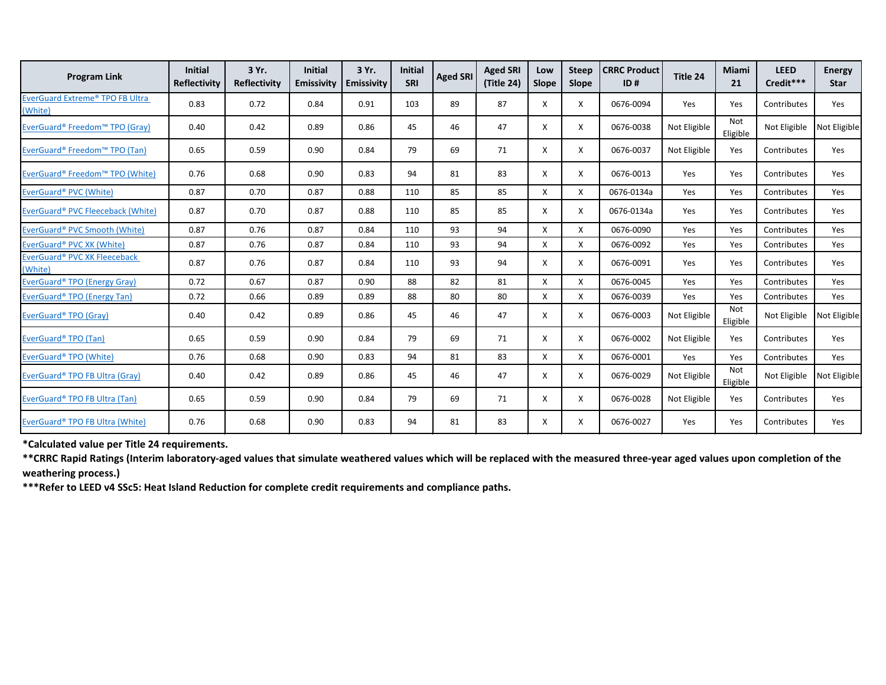| Program Link | Initial Reflectivity | 3 Yr. Reflectivity | Initial Emissivity | 3 Yr. Emissivity | Initial SRI | Aged SRI | Aged SRI (Title 24) | Low Slope | Steep Slope | CRRC Product ID # | Title 24 | Miami 21 | LEED Credit*** | Energy Star |
|---|---|---|---|---|---|---|---|---|---|---|---|---|---|---|
| EverGuard Extreme® TPO FB Ultra (White) | 0.83 | 0.72 | 0.84 | 0.91 | 103 | 89 | 87 | X | X | 0676-0094 | Yes | Yes | Contributes | Yes |
| EverGuard® Freedom™ TPO (Gray) | 0.40 | 0.42 | 0.89 | 0.86 | 45 | 46 | 47 | X | X | 0676-0038 | Not Eligible | Not Eligible | Not Eligible | Not Eligible |
| EverGuard® Freedom™ TPO (Tan) | 0.65 | 0.59 | 0.90 | 0.84 | 79 | 69 | 71 | X | X | 0676-0037 | Not Eligible | Yes | Contributes | Yes |
| EverGuard® Freedom™ TPO (White) | 0.76 | 0.68 | 0.90 | 0.83 | 94 | 81 | 83 | X | X | 0676-0013 | Yes | Yes | Contributes | Yes |
| EverGuard® PVC (White) | 0.87 | 0.70 | 0.87 | 0.88 | 110 | 85 | 85 | X | X | 0676-0134a | Yes | Yes | Contributes | Yes |
| EverGuard® PVC Fleeceback (White) | 0.87 | 0.70 | 0.87 | 0.88 | 110 | 85 | 85 | X | X | 0676-0134a | Yes | Yes | Contributes | Yes |
| EverGuard® PVC Smooth (White) | 0.87 | 0.76 | 0.87 | 0.84 | 110 | 93 | 94 | X | X | 0676-0090 | Yes | Yes | Contributes | Yes |
| EverGuard® PVC XK (White) | 0.87 | 0.76 | 0.87 | 0.84 | 110 | 93 | 94 | X | X | 0676-0092 | Yes | Yes | Contributes | Yes |
| EverGuard® PVC XK Fleeceback (White) | 0.87 | 0.76 | 0.87 | 0.84 | 110 | 93 | 94 | X | X | 0676-0091 | Yes | Yes | Contributes | Yes |
| EverGuard® TPO (Energy Gray) | 0.72 | 0.67 | 0.87 | 0.90 | 88 | 82 | 81 | X | X | 0676-0045 | Yes | Yes | Contributes | Yes |
| EverGuard® TPO (Energy Tan) | 0.72 | 0.66 | 0.89 | 0.89 | 88 | 80 | 80 | X | X | 0676-0039 | Yes | Yes | Contributes | Yes |
| EverGuard® TPO (Gray) | 0.40 | 0.42 | 0.89 | 0.86 | 45 | 46 | 47 | X | X | 0676-0003 | Not Eligible | Not Eligible | Not Eligible | Not Eligible |
| EverGuard® TPO (Tan) | 0.65 | 0.59 | 0.90 | 0.84 | 79 | 69 | 71 | X | X | 0676-0002 | Not Eligible | Yes | Contributes | Yes |
| EverGuard® TPO (White) | 0.76 | 0.68 | 0.90 | 0.83 | 94 | 81 | 83 | X | X | 0676-0001 | Yes | Yes | Contributes | Yes |
| EverGuard® TPO FB Ultra (Gray) | 0.40 | 0.42 | 0.89 | 0.86 | 45 | 46 | 47 | X | X | 0676-0029 | Not Eligible | Not Eligible | Not Eligible | Not Eligible |
| EverGuard® TPO FB Ultra (Tan) | 0.65 | 0.59 | 0.90 | 0.84 | 79 | 69 | 71 | X | X | 0676-0028 | Not Eligible | Yes | Contributes | Yes |
| EverGuard® TPO FB Ultra (White) | 0.76 | 0.68 | 0.90 | 0.83 | 94 | 81 | 83 | X | X | 0676-0027 | Yes | Yes | Contributes | Yes |

**\*Calculated value per Title 24 requirements.**

**\*\*CRRC Rapid Ratings (Interim laboratory-aged values that simulate weathered values which will be replaced with the measured three-year aged values upon completion of the weathering process.)**

**\*\*\*Refer to LEED v4 SSc5: Heat Island Reduction for complete credit requirements and compliance paths.**